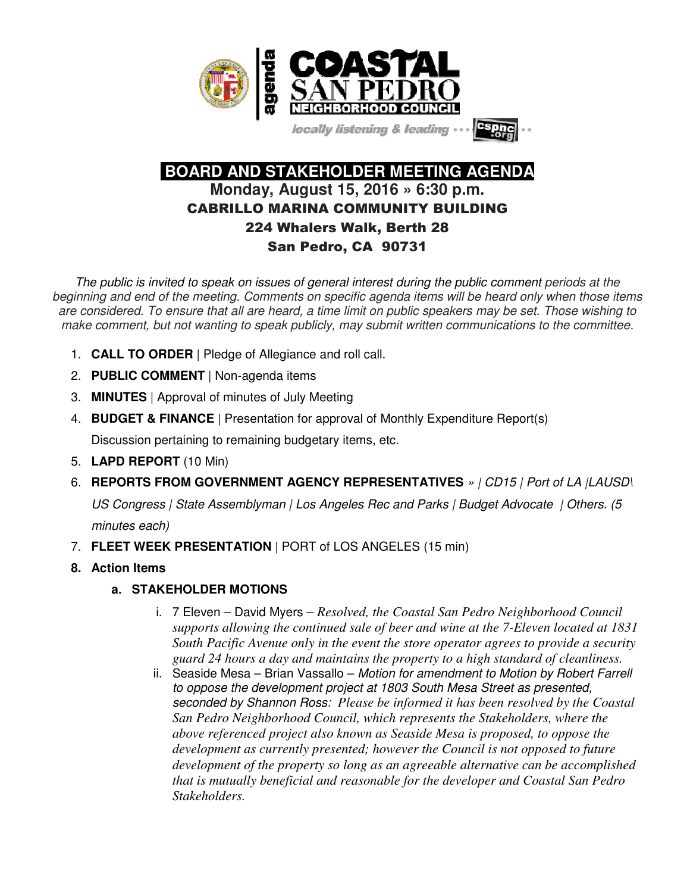agenda

# COASTAL SAN PEDRO NEIGHBORHOOD COUNCIL

*locally listening & leading* --- cspnc.org

## BOARD AND STAKEHOLDER MEETING AGENDA

### Monday, August 15, 2016 » 6:30 p.m.

### CABRILLO MARINA COMMUNITY BUILDING
### 224 Whalers Walk, Berth 28
### San Pedro, CA 90731

*The public is invited to speak on issues of general interest during the public comment periods at the beginning and end of the meeting. Comments on specific agenda items will be heard only when those items are considered. To ensure that all are heard, a time limit on public speakers may be set. Those wishing to make comment, but not wanting to speak publicly, may submit written communications to the committee.*

1. **CALL TO ORDER** | Pledge of Allegiance and roll call.
2. **PUBLIC COMMENT** | Non-agenda items
3. **MINUTES** | Approval of minutes of July Meeting
4. **BUDGET & FINANCE** | Presentation for approval of Monthly Expenditure Report(s)

   Discussion pertaining to remaining budgetary items, etc.
5. **LAPD REPORT** (10 Min)
6. **REPORTS FROM GOVERNMENT AGENCY REPRESENTATIVES** *» | CD15 | Port of LA |LAUSD\ US Congress | State Assemblyman | Los Angeles Rec and Parks | Budget Advocate | Others. (5 minutes each)*
7. **FLEET WEEK PRESENTATION** | PORT of LOS ANGELES (15 min)
8. **Action Items**
   - **a. STAKEHOLDER MOTIONS**
     - i. 7 Eleven – David Myers – *Resolved, the Coastal San Pedro Neighborhood Council supports allowing the continued sale of beer and wine at the 7-Eleven located at 1831 South Pacific Avenue only in the event the store operator agrees to provide a security guard 24 hours a day and maintains the property to a high standard of cleanliness.*
     - ii. Seaside Mesa – Brian Vassallo – *Motion for amendment to Motion by Robert Farrell to oppose the development project at 1803 South Mesa Street as presented, seconded by Shannon Ross: Please be informed it has been resolved by the Coastal San Pedro Neighborhood Council, which represents the Stakeholders, where the above referenced project also known as Seaside Mesa is proposed, to oppose the development as currently presented; however the Council is not opposed to future development of the property so long as an agreeable alternative can be accomplished that is mutually beneficial and reasonable for the developer and Coastal San Pedro Stakeholders.*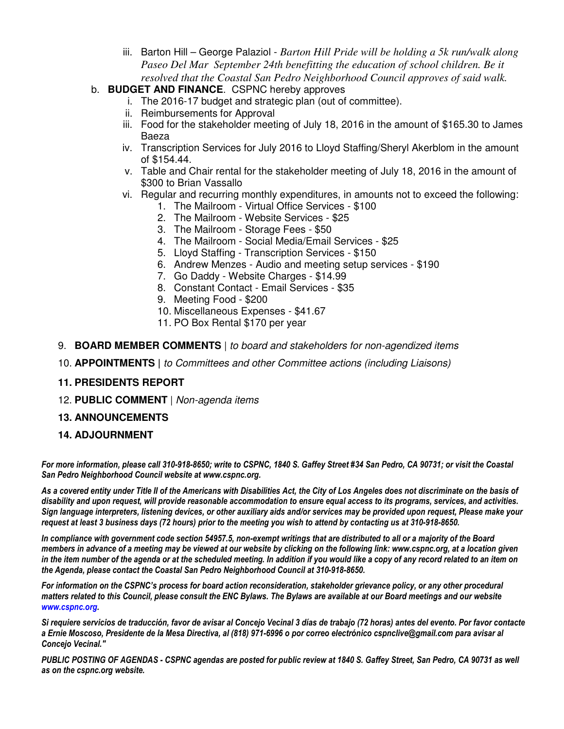iii. Barton Hill – George Palaziol - *Barton Hill Pride will be holding a 5k run/walk along Paseo Del Mar September 24th benefitting the education of school children. Be it resolved that the Coastal San Pedro Neighborhood Council approves of said walk.*

b. **BUDGET AND FINANCE**. CSPNC hereby approves

   i. The 2016-17 budget and strategic plan (out of committee).

   ii. Reimbursements for Approval

   iii. Food for the stakeholder meeting of July 18, 2016 in the amount of $165.30 to James Baeza

   iv. Transcription Services for July 2016 to Lloyd Staffing/Sheryl Akerblom in the amount of $154.44.

   v. Table and Chair rental for the stakeholder meeting of July 18, 2016 in the amount of $300 to Brian Vassallo

   vi. Regular and recurring monthly expenditures, in amounts not to exceed the following:

      1. The Mailroom - Virtual Office Services - $100
      2. The Mailroom - Website Services - $25
      3. The Mailroom - Storage Fees - $50
      4. The Mailroom - Social Media/Email Services - $25
      5. Lloyd Staffing - Transcription Services - $150
      6. Andrew Menzes - Audio and meeting setup services - $190
      7. Go Daddy - Website Charges - $14.99
      8. Constant Contact - Email Services - $35
      9. Meeting Food - $200
      10. Miscellaneous Expenses - $41.67
      11. PO Box Rental $170 per year

9. **BOARD MEMBER COMMENTS** | *to board and stakeholders for non-agendized items*

10. **APPOINTMENTS |** *to Committees and other Committee actions (including Liaisons)*

11. **PRESIDENTS REPORT**

12. **PUBLIC COMMENT** | *Non-agenda items*

13. **ANNOUNCEMENTS**

14. **ADJOURNMENT**

***For more information, please call 310-918-8650; write to CSPNC, 1840 S. Gaffey Street #34 San Pedro, CA 90731; or visit the Coastal San Pedro Neighborhood Council website at www.cspnc.org.***

***As a covered entity under Title II of the Americans with Disabilities Act, the City of Los Angeles does not discriminate on the basis of disability and upon request, will provide reasonable accommodation to ensure equal access to its programs, services, and activities. Sign language interpreters, listening devices, or other auxiliary aids and/or services may be provided upon request, Please make your request at least 3 business days (72 hours) prior to the meeting you wish to attend by contacting us at 310-918-8650.***

***In compliance with government code section 54957.5, non-exempt writings that are distributed to all or a majority of the Board members in advance of a meeting may be viewed at our website by clicking on the following link: www.cspnc.org, at a location given in the item number of the agenda or at the scheduled meeting. In addition if you would like a copy of any record related to an item on the Agenda, please contact the Coastal San Pedro Neighborhood Council at 310-918-8650.***

***For information on the CSPNC's process for board action reconsideration, stakeholder grievance policy, or any other procedural matters related to this Council, please consult the ENC Bylaws. The Bylaws are available at our Board meetings and our website www.cspnc.org.***

***Si requiere servicios de traducción, favor de avisar al Concejo Vecinal 3 días de trabajo (72 horas) antes del evento. Por favor contacte a Ernie Moscoso, Presidente de la Mesa Directiva, al (818) 971-6996 o por correo electrónico cspnclive@gmail.com para avisar al Concejo Vecinal."***

***PUBLIC POSTING OF AGENDAS - CSPNC agendas are posted for public review at 1840 S. Gaffey Street, San Pedro, CA 90731 as well as on the cspnc.org website.***